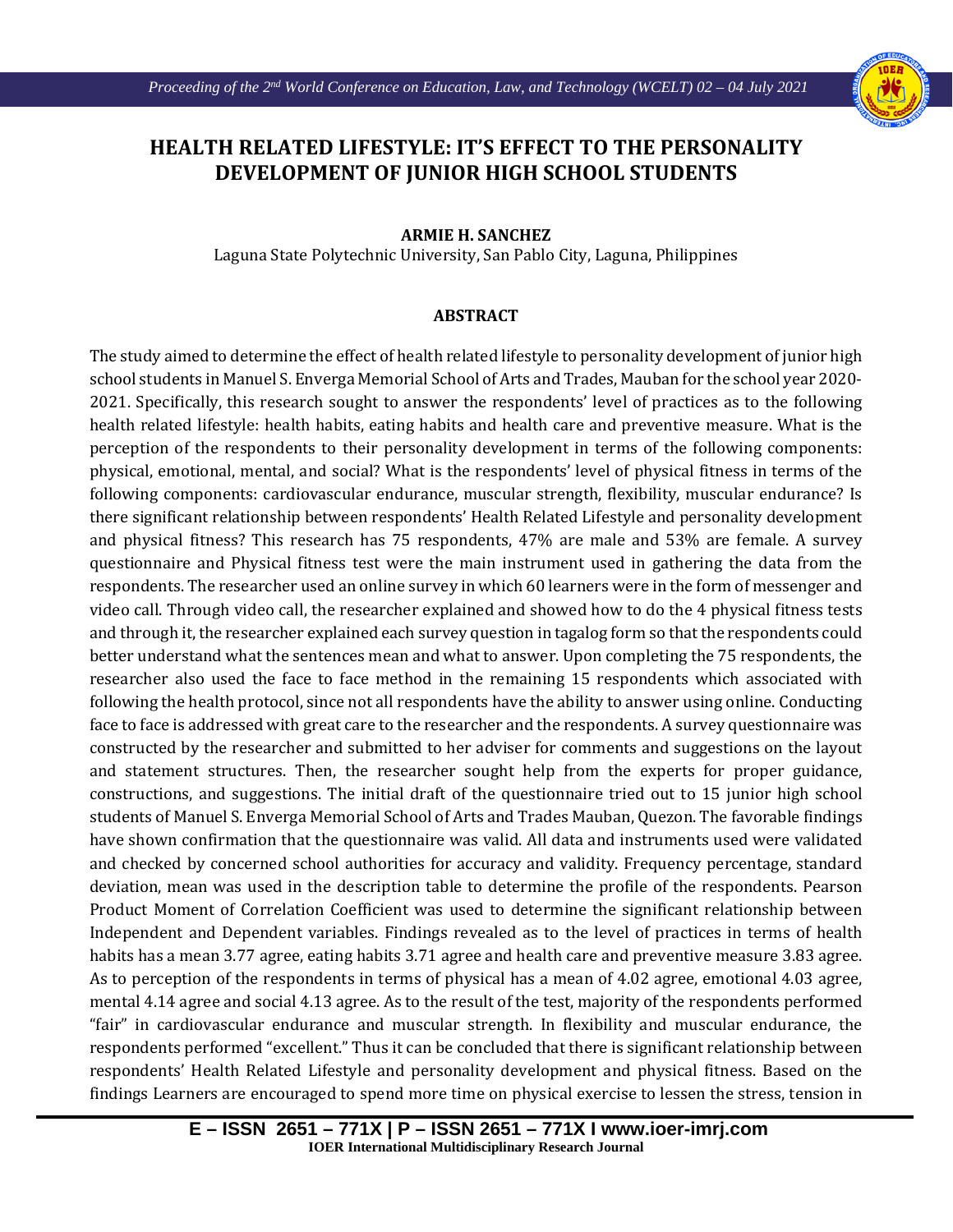# HEALTH RELATED LIFESTYLE: IT'S EFFECT TO THE PERSONALITY DEVELOPMENT OF JUNIOR HIGH SCHOOL STUDENTS

**ARMIE H. SANCHEZ**

Laguna State Polytechnic University, San Pablo City, Laguna, Philippines

## ABSTRACT

The study aimed to determine the effect of health related lifestyle to personality development of junior high school students in Manuel S. Enverga Memorial School of Arts and Trades, Mauban for the school year 2020-2021. Specifically, this research sought to answer the respondents' level of practices as to the following health related lifestyle: health habits, eating habits and health care and preventive measure. What is the perception of the respondents to their personality development in terms of the following components: physical, emotional, mental, and social? What is the respondents' level of physical fitness in terms of the following components: cardiovascular endurance, muscular strength, flexibility, muscular endurance? Is there significant relationship between respondents' Health Related Lifestyle and personality development and physical fitness? This research has 75 respondents, 47% are male and 53% are female. A survey questionnaire and Physical fitness test were the main instrument used in gathering the data from the respondents. The researcher used an online survey in which 60 learners were in the form of messenger and video call. Through video call, the researcher explained and showed how to do the 4 physical fitness tests and through it, the researcher explained each survey question in tagalog form so that the respondents could better understand what the sentences mean and what to answer. Upon completing the 75 respondents, the researcher also used the face to face method in the remaining 15 respondents which associated with following the health protocol, since not all respondents have the ability to answer using online. Conducting face to face is addressed with great care to the researcher and the respondents. A survey questionnaire was constructed by the researcher and submitted to her adviser for comments and suggestions on the layout and statement structures. Then, the researcher sought help from the experts for proper guidance, constructions, and suggestions. The initial draft of the questionnaire tried out to 15 junior high school students of Manuel S. Enverga Memorial School of Arts and Trades Mauban, Quezon. The favorable findings have shown confirmation that the questionnaire was valid. All data and instruments used were validated and checked by concerned school authorities for accuracy and validity. Frequency percentage, standard deviation, mean was used in the description table to determine the profile of the respondents. Pearson Product Moment of Correlation Coefficient was used to determine the significant relationship between Independent and Dependent variables. Findings revealed as to the level of practices in terms of health habits has a mean 3.77 agree, eating habits 3.71 agree and health care and preventive measure 3.83 agree. As to perception of the respondents in terms of physical has a mean of 4.02 agree, emotional 4.03 agree, mental 4.14 agree and social 4.13 agree. As to the result of the test, majority of the respondents performed "fair" in cardiovascular endurance and muscular strength. In flexibility and muscular endurance, the respondents performed "excellent." Thus it can be concluded that there is significant relationship between respondents' Health Related Lifestyle and personality development and physical fitness. Based on the findings Learners are encouraged to spend more time on physical exercise to lessen the stress, tension in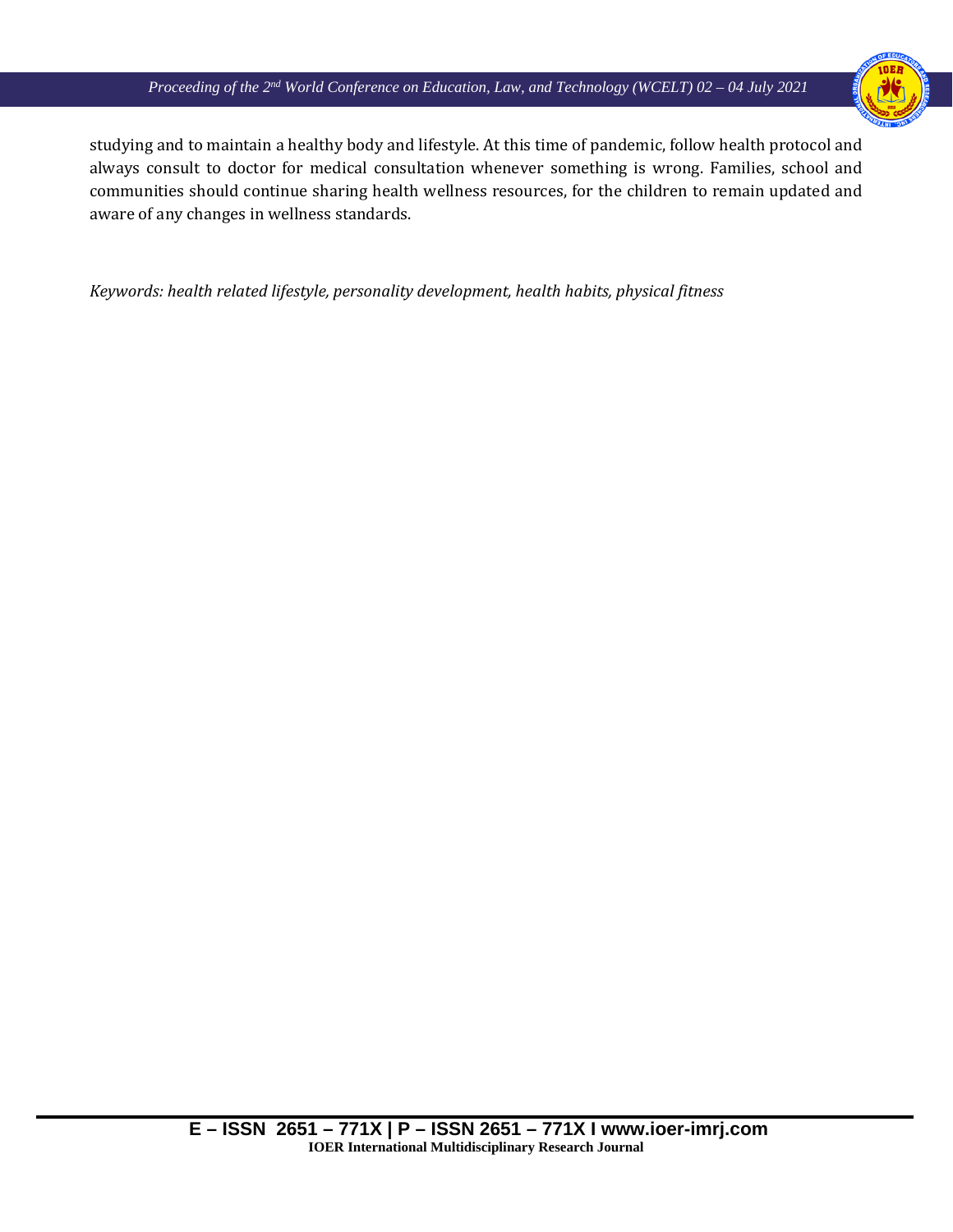studying and to maintain a healthy body and lifestyle. At this time of pandemic, follow health protocol and always consult to doctor for medical consultation whenever something is wrong. Families, school and communities should continue sharing health wellness resources, for the children to remain updated and aware of any changes in wellness standards.

*Keywords: health related lifestyle, personality development, health habits, physical fitness*